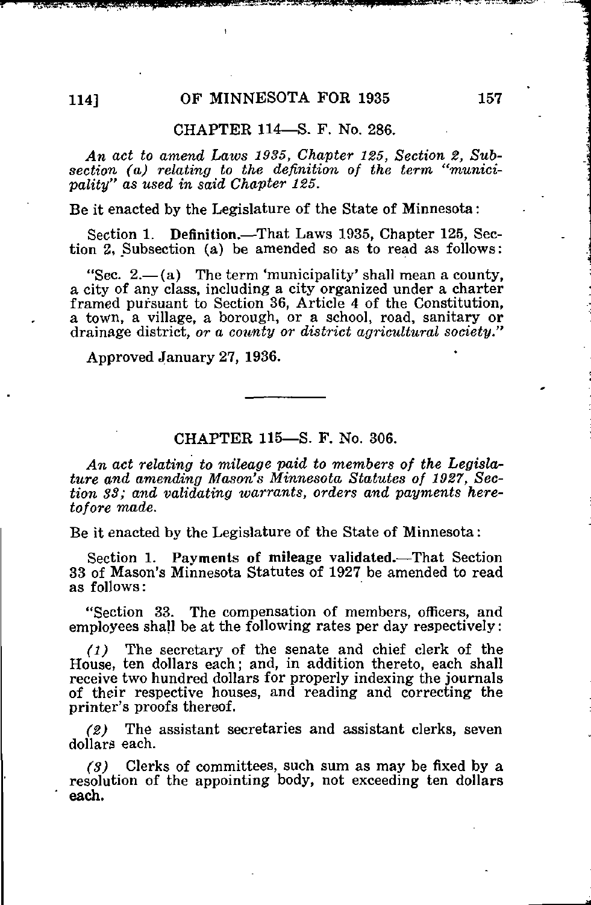## CHAPTER 114—S. F. No. 286.

*An act to amend Laws 1935, Chapter 125, Section 2, Subsection (a) relating to the definition of the term "municipality" as used in said Chapter 125.*

Be it enacted by the Legislature of the State of Minnesota:

Section 1. **Definition.**—That Laws 1935, Chapter 125, Section 2, Subsection (a) be amended so as to read as follows:

"Sec. 2.—(a) The term 'municipality' shall mean a county, a city of any class, including a city organized under a charter framed pursuant to Section 36, Article 4 of the Constitution, a town, a village, a borough, or a school, road, sanitary or drainage district, *or a county or district agricultural society.*"

Approved January 27, 1936.

---

## CHAPTER 115—S. F. No. 306.

*An act relating to mileage paid to members of the Legislature and amending Mason's Minnesota Statutes of 1927, Section 33; and validating warrants, orders and payments heretofore made.*

Be it enacted by the Legislature of the State of Minnesota:

Section 1. **Payments of mileage validated.**—That Section 33 of Mason's Minnesota Statutes of 1927 be amended to read as follows:

"Section 33. The compensation of members, officers, and employees shall be at the following rates per day respectively:

*(1)* The secretary of the senate and chief clerk of the House, ten dollars each; and, in addition thereto, each shall receive two hundred dollars for properly indexing the journals of their respective houses, and reading and correcting the printer's proofs thereof.

*(2)* The assistant secretaries and assistant clerks, seven dollars each.

*(3)* Clerks of committees, such sum as may be fixed by a resolution of the appointing body, not exceeding ten dollars each.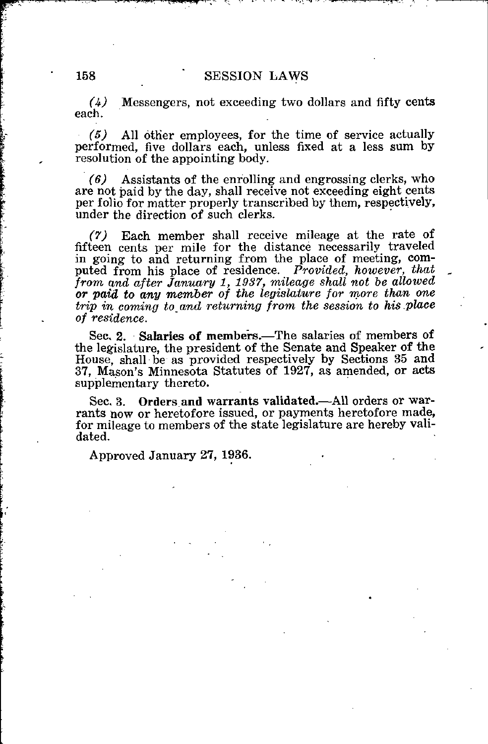*(4)* Messengers, not exceeding two dollars and fifty cents each.

*(5)* All other employees, for the time of service actually performed, five dollars each, unless fixed at a less sum by resolution of the appointing body.

*(6)* Assistants of the enrolling and engrossing clerks, who are not paid by the day, shall receive not exceeding eight cents per folio for matter properly transcribed by them, respectively, under the direction of such clerks.

*(7)* Each member shall receive mileage at the rate of fifteen cents per mile for the distance necessarily traveled in going to and returning from the place of meeting, computed from his place of residence. *Provided, however, that from and after January 1, 1937, mileage shall not be allowed or paid to any member of the legislature for more than one trip in coming to and returning from the session to his place of residence.*

Sec. 2. **Salaries of members.**—The salaries of members of the legislature, the president of the Senate and Speaker of the House, shall be as provided respectively by Sections 35 and 37, Mason's Minnesota Statutes of 1927, as amended, or acts supplementary thereto.

Sec. 3. **Orders and warrants validated.**—All orders or warrants now or heretofore issued, or payments heretofore made, for mileage to members of the state legislature are hereby validated.

Approved January 27, 1936.